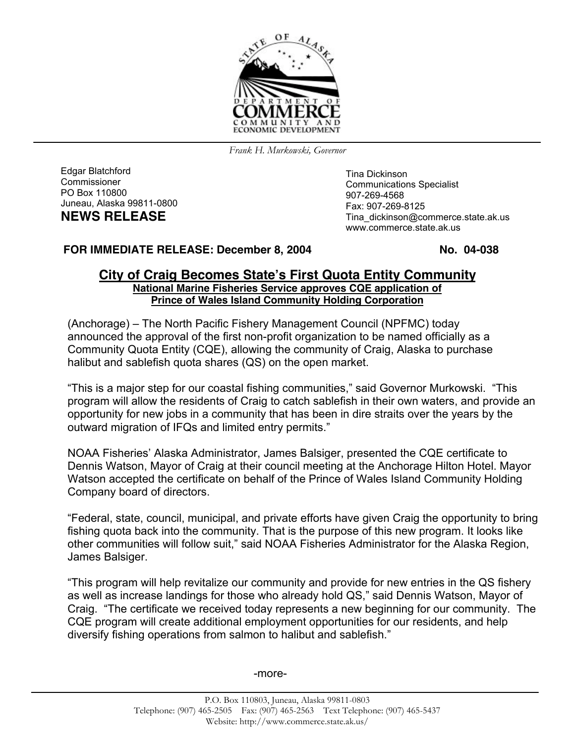STATE OF ALASKA
DEPARTMENT OF COMMERCE COMMUNITY AND ECONOMIC DEVELOPMENT

*Frank H. Murkowski, Governor*

Edgar Blatchford
Commissioner
PO Box 110800
Juneau, Alaska 99811-0800

Tina Dickinson
Communications Specialist
907-269-4568
Fax: 907-269-8125
Tina_dickinson@commerce.state.ak.us
www.commerce.state.ak.us

## NEWS RELEASE

**FOR IMMEDIATE RELEASE: December 8, 2004** **No. 04-038**

# City of Craig Becomes State's First Quota Entity Community

**National Marine Fisheries Service approves CQE application of Prince of Wales Island Community Holding Corporation**

(Anchorage) – The North Pacific Fishery Management Council (NPFMC) today announced the approval of the first non-profit organization to be named officially as a Community Quota Entity (CQE), allowing the community of Craig, Alaska to purchase halibut and sablefish quota shares (QS) on the open market.

"This is a major step for our coastal fishing communities," said Governor Murkowski. "This program will allow the residents of Craig to catch sablefish in their own waters, and provide an opportunity for new jobs in a community that has been in dire straits over the years by the outward migration of IFQs and limited entry permits."

NOAA Fisheries' Alaska Administrator, James Balsiger, presented the CQE certificate to Dennis Watson, Mayor of Craig at their council meeting at the Anchorage Hilton Hotel. Mayor Watson accepted the certificate on behalf of the Prince of Wales Island Community Holding Company board of directors.

"Federal, state, council, municipal, and private efforts have given Craig the opportunity to bring fishing quota back into the community. That is the purpose of this new program. It looks like other communities will follow suit," said NOAA Fisheries Administrator for the Alaska Region, James Balsiger.

"This program will help revitalize our community and provide for new entries in the QS fishery as well as increase landings for those who already hold QS," said Dennis Watson, Mayor of Craig. "The certificate we received today represents a new beginning for our community. The CQE program will create additional employment opportunities for our residents, and help diversify fishing operations from salmon to halibut and sablefish."

-more-

P.O. Box 110803, Juneau, Alaska 99811-0803
Telephone: (907) 465-2505 Fax: (907) 465-2563 Text Telephone: (907) 465-5437
Website: http://www.commerce.state.ak.us/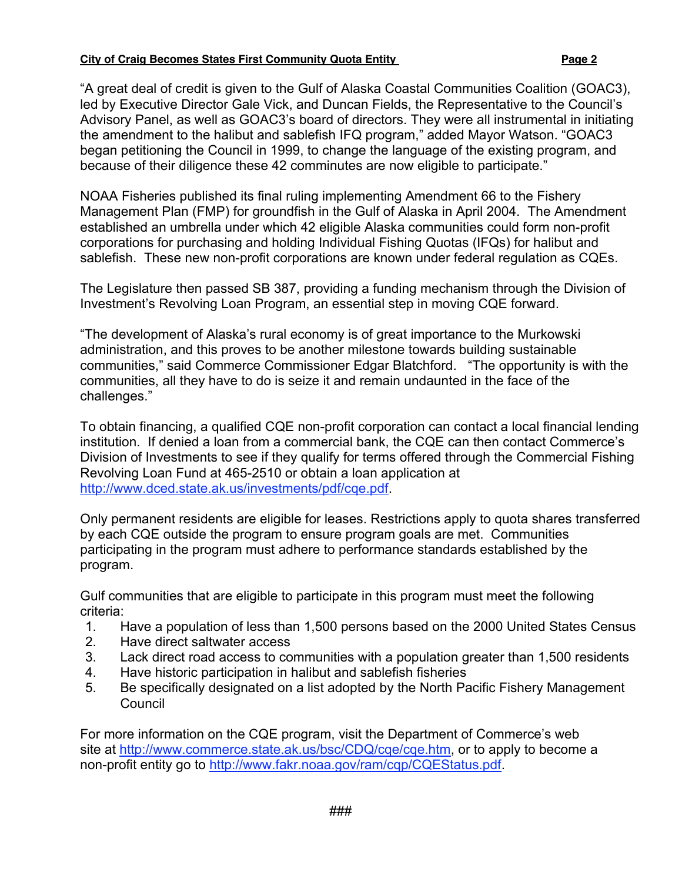"A great deal of credit is given to the Gulf of Alaska Coastal Communities Coalition (GOAC3), led by Executive Director Gale Vick, and Duncan Fields, the Representative to the Council's Advisory Panel, as well as GOAC3's board of directors. They were all instrumental in initiating the amendment to the halibut and sablefish IFQ program," added Mayor Watson. "GOAC3 began petitioning the Council in 1999, to change the language of the existing program, and because of their diligence these 42 comminutes are now eligible to participate."

NOAA Fisheries published its final ruling implementing Amendment 66 to the Fishery Management Plan (FMP) for groundfish in the Gulf of Alaska in April 2004. The Amendment established an umbrella under which 42 eligible Alaska communities could form non-profit corporations for purchasing and holding Individual Fishing Quotas (IFQs) for halibut and sablefish. These new non-profit corporations are known under federal regulation as CQEs.

The Legislature then passed SB 387, providing a funding mechanism through the Division of Investment's Revolving Loan Program, an essential step in moving CQE forward.

"The development of Alaska's rural economy is of great importance to the Murkowski administration, and this proves to be another milestone towards building sustainable communities," said Commerce Commissioner Edgar Blatchford. "The opportunity is with the communities, all they have to do is seize it and remain undaunted in the face of the challenges."

To obtain financing, a qualified CQE non-profit corporation can contact a local financial lending institution. If denied a loan from a commercial bank, the CQE can then contact Commerce's Division of Investments to see if they qualify for terms offered through the Commercial Fishing Revolving Loan Fund at 465-2510 or obtain a loan application at http://www.dced.state.ak.us/investments/pdf/cqe.pdf.

Only permanent residents are eligible for leases. Restrictions apply to quota shares transferred by each CQE outside the program to ensure program goals are met. Communities participating in the program must adhere to performance standards established by the program.

Gulf communities that are eligible to participate in this program must meet the following criteria:

1. Have a population of less than 1,500 persons based on the 2000 United States Census
2. Have direct saltwater access
3. Lack direct road access to communities with a population greater than 1,500 residents
4. Have historic participation in halibut and sablefish fisheries
5. Be specifically designated on a list adopted by the North Pacific Fishery Management Council

For more information on the CQE program, visit the Department of Commerce's web site at http://www.commerce.state.ak.us/bsc/CDQ/cqe/cqe.htm, or to apply to become a non-profit entity go to http://www.fakr.noaa.gov/ram/cqp/CQEStatus.pdf.

###